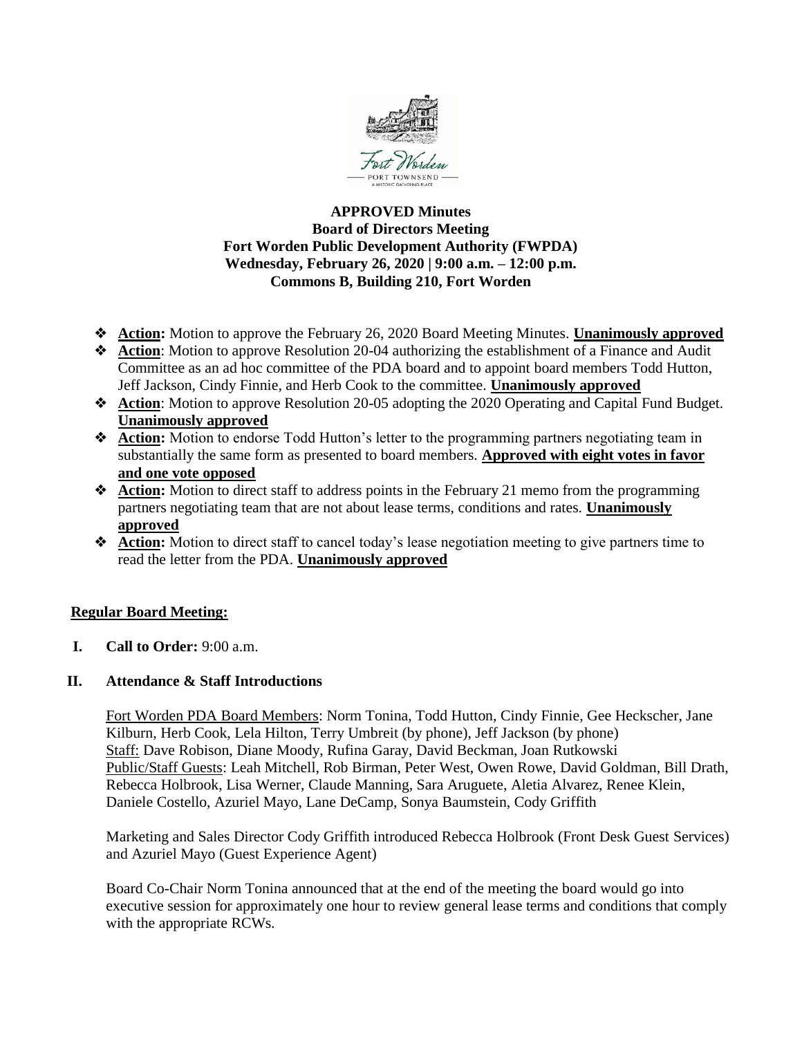**APPROVED Minutes**
**Board of Directors Meeting**
**Fort Worden Public Development Authority (FWPDA)**
**Wednesday, February 26, 2020 | 9:00 a.m. – 12:00 p.m.**
**Commons B, Building 210, Fort Worden**

- **Action:** Motion to approve the February 26, 2020 Board Meeting Minutes. **Unanimously approved**
- **Action**: Motion to approve Resolution 20-04 authorizing the establishment of a Finance and Audit Committee as an ad hoc committee of the PDA board and to appoint board members Todd Hutton, Jeff Jackson, Cindy Finnie, and Herb Cook to the committee. **Unanimously approved**
- **Action**: Motion to approve Resolution 20-05 adopting the 2020 Operating and Capital Fund Budget. **Unanimously approved**
- **Action:** Motion to endorse Todd Hutton's letter to the programming partners negotiating team in substantially the same form as presented to board members. **Approved with eight votes in favor and one vote opposed**
- **Action:** Motion to direct staff to address points in the February 21 memo from the programming partners negotiating team that are not about lease terms, conditions and rates. **Unanimously approved**
- **Action:** Motion to direct staff to cancel today's lease negotiation meeting to give partners time to read the letter from the PDA. **Unanimously approved**

## Regular Board Meeting:

**I. Call to Order:** 9:00 a.m.

**II. Attendance & Staff Introductions**

Fort Worden PDA Board Members: Norm Tonina, Todd Hutton, Cindy Finnie, Gee Heckscher, Jane Kilburn, Herb Cook, Lela Hilton, Terry Umbreit (by phone), Jeff Jackson (by phone)
Staff: Dave Robison, Diane Moody, Rufina Garay, David Beckman, Joan Rutkowski
Public/Staff Guests: Leah Mitchell, Rob Birman, Peter West, Owen Rowe, David Goldman, Bill Drath, Rebecca Holbrook, Lisa Werner, Claude Manning, Sara Aruguete, Aletia Alvarez, Renee Klein, Daniele Costello, Azuriel Mayo, Lane DeCamp, Sonya Baumstein, Cody Griffith

Marketing and Sales Director Cody Griffith introduced Rebecca Holbrook (Front Desk Guest Services) and Azuriel Mayo (Guest Experience Agent)

Board Co-Chair Norm Tonina announced that at the end of the meeting the board would go into executive session for approximately one hour to review general lease terms and conditions that comply with the appropriate RCWs.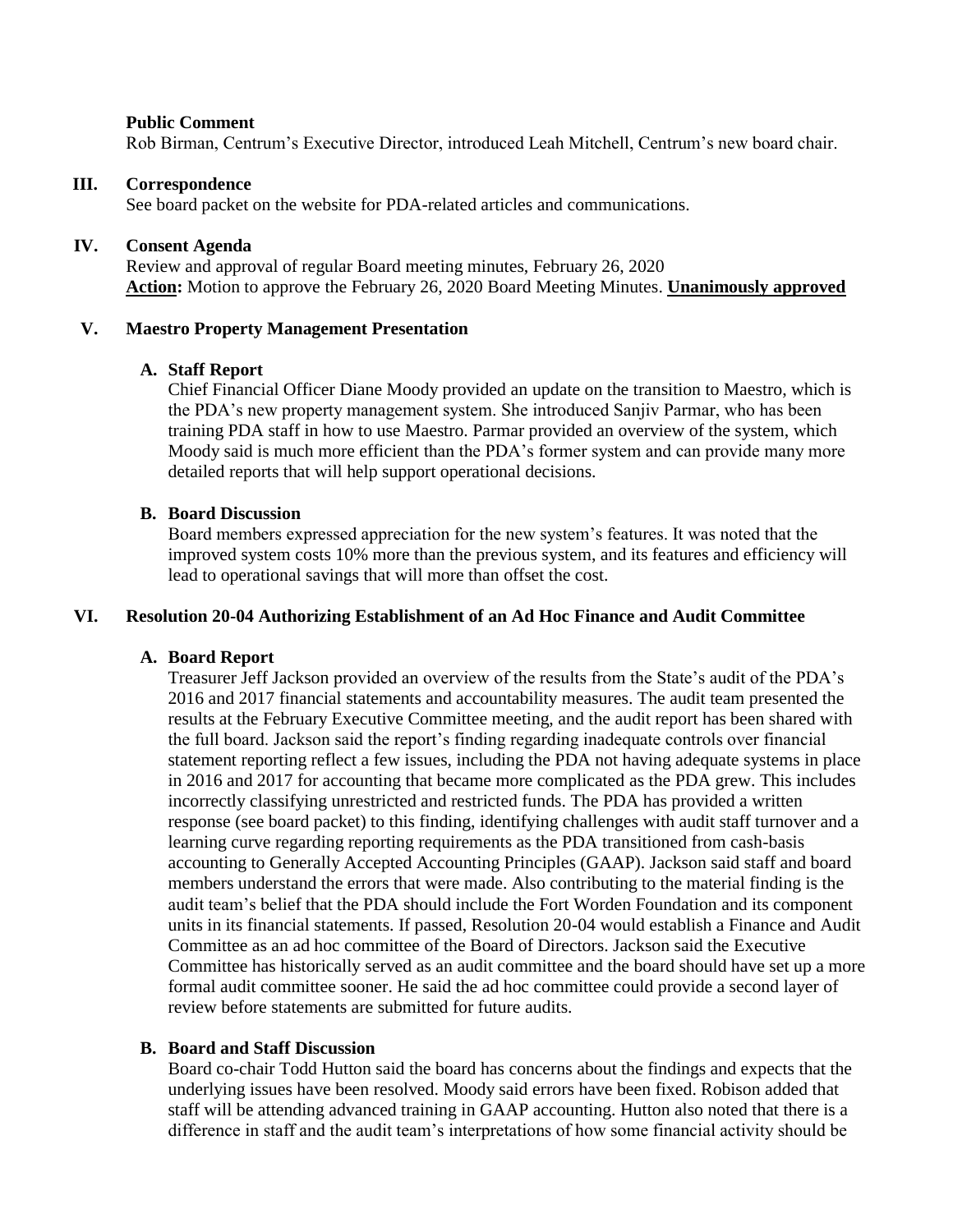**Public Comment**

Rob Birman, Centrum's Executive Director, introduced Leah Mitchell, Centrum's new board chair.

## III. Correspondence

See board packet on the website for PDA-related articles and communications.

## IV. Consent Agenda

Review and approval of regular Board meeting minutes, February 26, 2020

**Action:** Motion to approve the February 26, 2020 Board Meeting Minutes. **Unanimously approved**

## V. Maestro Property Management Presentation

### A. Staff Report

Chief Financial Officer Diane Moody provided an update on the transition to Maestro, which is the PDA's new property management system. She introduced Sanjiv Parmar, who has been training PDA staff in how to use Maestro. Parmar provided an overview of the system, which Moody said is much more efficient than the PDA's former system and can provide many more detailed reports that will help support operational decisions.

### B. Board Discussion

Board members expressed appreciation for the new system's features. It was noted that the improved system costs 10% more than the previous system, and its features and efficiency will lead to operational savings that will more than offset the cost.

## VI. Resolution 20-04 Authorizing Establishment of an Ad Hoc Finance and Audit Committee

### A. Board Report

Treasurer Jeff Jackson provided an overview of the results from the State's audit of the PDA's 2016 and 2017 financial statements and accountability measures. The audit team presented the results at the February Executive Committee meeting, and the audit report has been shared with the full board. Jackson said the report's finding regarding inadequate controls over financial statement reporting reflect a few issues, including the PDA not having adequate systems in place in 2016 and 2017 for accounting that became more complicated as the PDA grew. This includes incorrectly classifying unrestricted and restricted funds. The PDA has provided a written response (see board packet) to this finding, identifying challenges with audit staff turnover and a learning curve regarding reporting requirements as the PDA transitioned from cash-basis accounting to Generally Accepted Accounting Principles (GAAP). Jackson said staff and board members understand the errors that were made. Also contributing to the material finding is the audit team's belief that the PDA should include the Fort Worden Foundation and its component units in its financial statements. If passed, Resolution 20-04 would establish a Finance and Audit Committee as an ad hoc committee of the Board of Directors. Jackson said the Executive Committee has historically served as an audit committee and the board should have set up a more formal audit committee sooner. He said the ad hoc committee could provide a second layer of review before statements are submitted for future audits.

### B. Board and Staff Discussion

Board co-chair Todd Hutton said the board has concerns about the findings and expects that the underlying issues have been resolved. Moody said errors have been fixed. Robison added that staff will be attending advanced training in GAAP accounting. Hutton also noted that there is a difference in staff and the audit team's interpretations of how some financial activity should be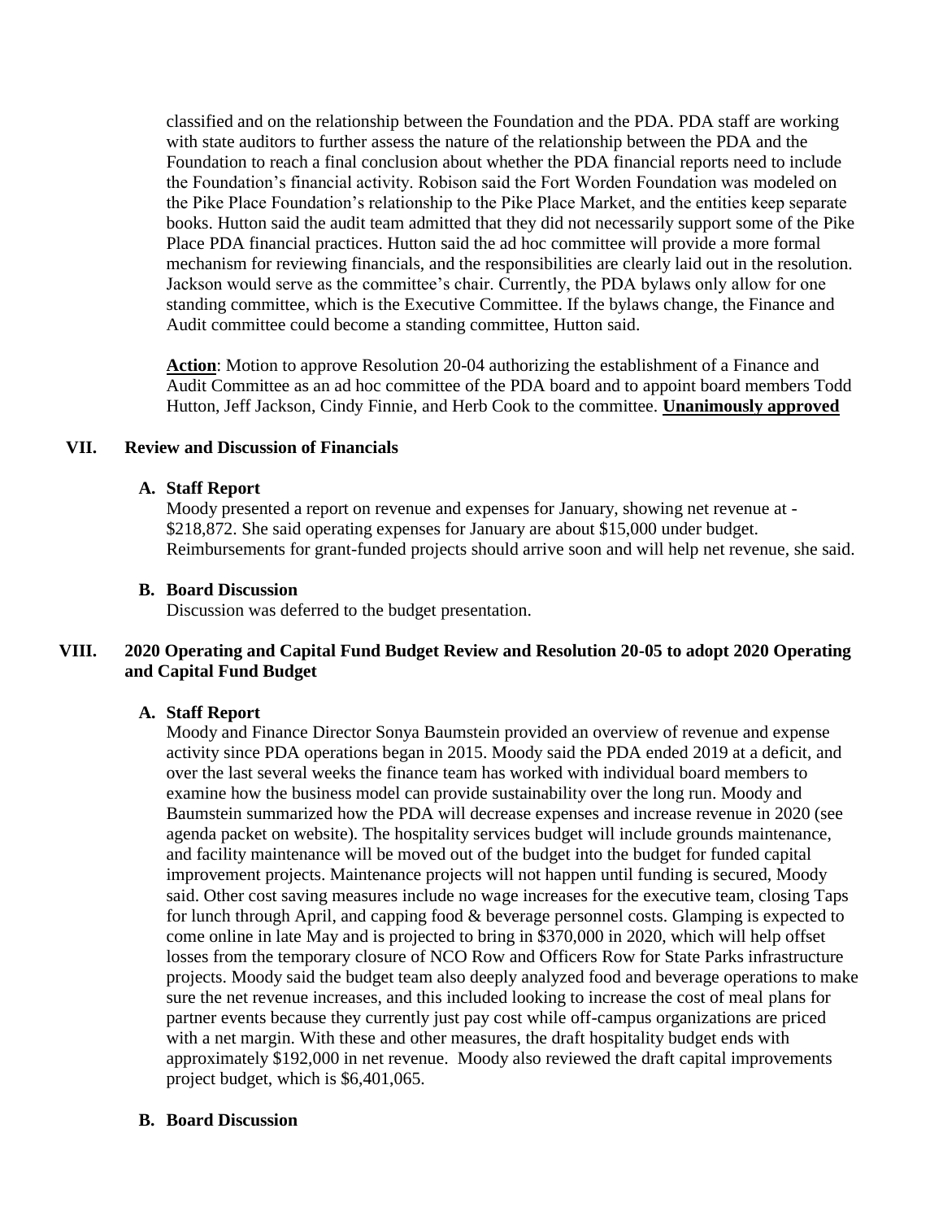classified and on the relationship between the Foundation and the PDA. PDA staff are working with state auditors to further assess the nature of the relationship between the PDA and the Foundation to reach a final conclusion about whether the PDA financial reports need to include the Foundation's financial activity. Robison said the Fort Worden Foundation was modeled on the Pike Place Foundation's relationship to the Pike Place Market, and the entities keep separate books. Hutton said the audit team admitted that they did not necessarily support some of the Pike Place PDA financial practices. Hutton said the ad hoc committee will provide a more formal mechanism for reviewing financials, and the responsibilities are clearly laid out in the resolution. Jackson would serve as the committee's chair. Currently, the PDA bylaws only allow for one standing committee, which is the Executive Committee. If the bylaws change, the Finance and Audit committee could become a standing committee, Hutton said.

**Action**: Motion to approve Resolution 20-04 authorizing the establishment of a Finance and Audit Committee as an ad hoc committee of the PDA board and to appoint board members Todd Hutton, Jeff Jackson, Cindy Finnie, and Herb Cook to the committee. **Unanimously approved**

## VII. Review and Discussion of Financials

### A. Staff Report

Moody presented a report on revenue and expenses for January, showing net revenue at -$218,872. She said operating expenses for January are about $15,000 under budget. Reimbursements for grant-funded projects should arrive soon and will help net revenue, she said.

### B. Board Discussion

Discussion was deferred to the budget presentation.

## VIII. 2020 Operating and Capital Fund Budget Review and Resolution 20-05 to adopt 2020 Operating and Capital Fund Budget

### A. Staff Report

Moody and Finance Director Sonya Baumstein provided an overview of revenue and expense activity since PDA operations began in 2015. Moody said the PDA ended 2019 at a deficit, and over the last several weeks the finance team has worked with individual board members to examine how the business model can provide sustainability over the long run. Moody and Baumstein summarized how the PDA will decrease expenses and increase revenue in 2020 (see agenda packet on website). The hospitality services budget will include grounds maintenance, and facility maintenance will be moved out of the budget into the budget for funded capital improvement projects. Maintenance projects will not happen until funding is secured, Moody said. Other cost saving measures include no wage increases for the executive team, closing Taps for lunch through April, and capping food & beverage personnel costs. Glamping is expected to come online in late May and is projected to bring in $370,000 in 2020, which will help offset losses from the temporary closure of NCO Row and Officers Row for State Parks infrastructure projects. Moody said the budget team also deeply analyzed food and beverage operations to make sure the net revenue increases, and this included looking to increase the cost of meal plans for partner events because they currently just pay cost while off-campus organizations are priced with a net margin. With these and other measures, the draft hospitality budget ends with approximately $192,000 in net revenue. Moody also reviewed the draft capital improvements project budget, which is $6,401,065.

### B. Board Discussion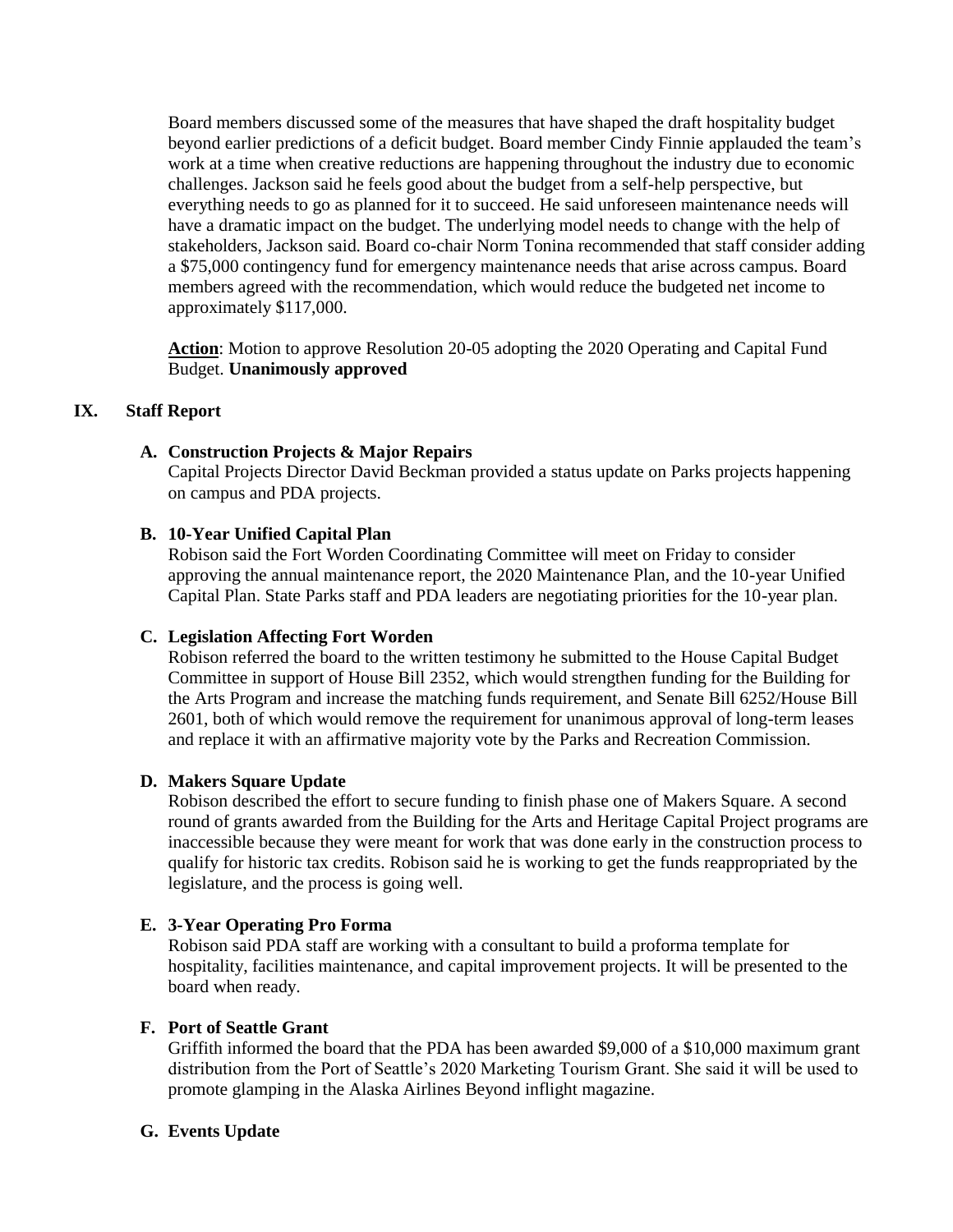Board members discussed some of the measures that have shaped the draft hospitality budget beyond earlier predictions of a deficit budget. Board member Cindy Finnie applauded the team's work at a time when creative reductions are happening throughout the industry due to economic challenges. Jackson said he feels good about the budget from a self-help perspective, but everything needs to go as planned for it to succeed. He said unforeseen maintenance needs will have a dramatic impact on the budget. The underlying model needs to change with the help of stakeholders, Jackson said. Board co-chair Norm Tonina recommended that staff consider adding a $75,000 contingency fund for emergency maintenance needs that arise across campus. Board members agreed with the recommendation, which would reduce the budgeted net income to approximately $117,000.

**Action**: Motion to approve Resolution 20-05 adopting the 2020 Operating and Capital Fund Budget. **Unanimously approved**

## IX. Staff Report

### A. Construction Projects & Major Repairs

Capital Projects Director David Beckman provided a status update on Parks projects happening on campus and PDA projects.

### B. 10-Year Unified Capital Plan

Robison said the Fort Worden Coordinating Committee will meet on Friday to consider approving the annual maintenance report, the 2020 Maintenance Plan, and the 10-year Unified Capital Plan. State Parks staff and PDA leaders are negotiating priorities for the 10-year plan.

### C. Legislation Affecting Fort Worden

Robison referred the board to the written testimony he submitted to the House Capital Budget Committee in support of House Bill 2352, which would strengthen funding for the Building for the Arts Program and increase the matching funds requirement, and Senate Bill 6252/House Bill 2601, both of which would remove the requirement for unanimous approval of long-term leases and replace it with an affirmative majority vote by the Parks and Recreation Commission.

### D. Makers Square Update

Robison described the effort to secure funding to finish phase one of Makers Square. A second round of grants awarded from the Building for the Arts and Heritage Capital Project programs are inaccessible because they were meant for work that was done early in the construction process to qualify for historic tax credits. Robison said he is working to get the funds reappropriated by the legislature, and the process is going well.

### E. 3-Year Operating Pro Forma

Robison said PDA staff are working with a consultant to build a proforma template for hospitality, facilities maintenance, and capital improvement projects. It will be presented to the board when ready.

### F. Port of Seattle Grant

Griffith informed the board that the PDA has been awarded $9,000 of a $10,000 maximum grant distribution from the Port of Seattle's 2020 Marketing Tourism Grant. She said it will be used to promote glamping in the Alaska Airlines Beyond inflight magazine.

### G. Events Update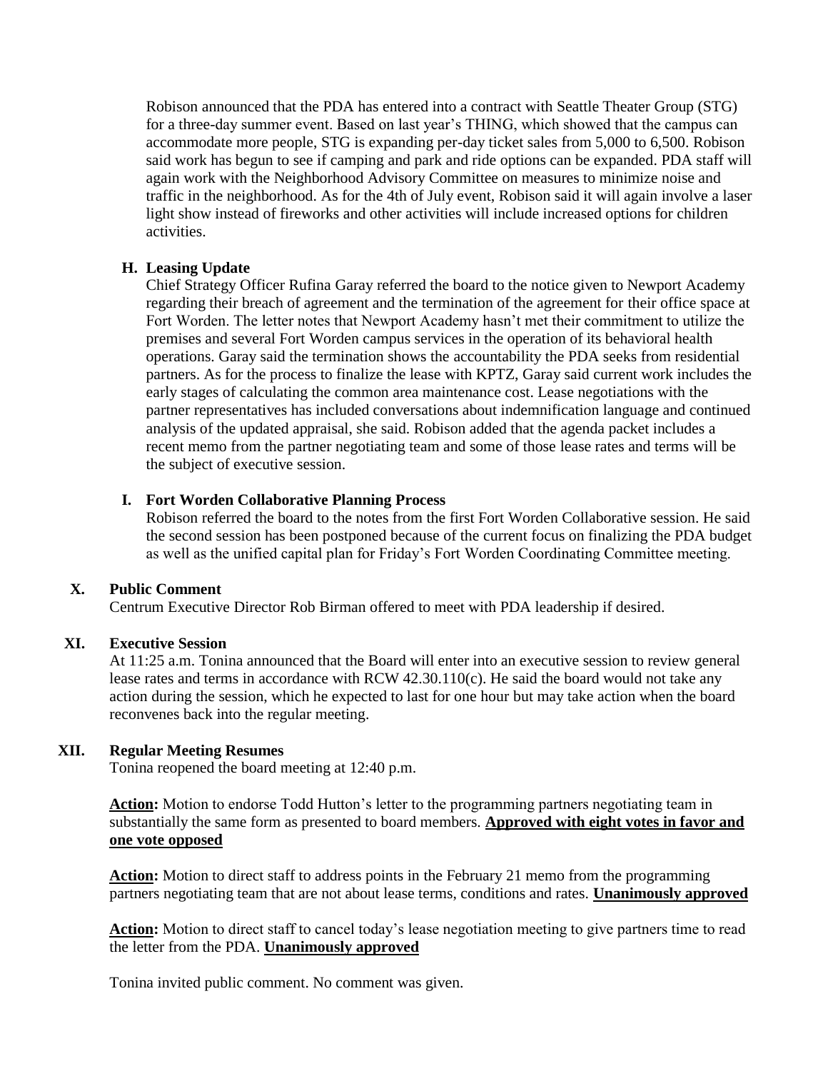Robison announced that the PDA has entered into a contract with Seattle Theater Group (STG) for a three-day summer event. Based on last year's THING, which showed that the campus can accommodate more people, STG is expanding per-day ticket sales from 5,000 to 6,500. Robison said work has begun to see if camping and park and ride options can be expanded. PDA staff will again work with the Neighborhood Advisory Committee on measures to minimize noise and traffic in the neighborhood. As for the 4th of July event, Robison said it will again involve a laser light show instead of fireworks and other activities will include increased options for children activities.

**H. Leasing Update**

Chief Strategy Officer Rufina Garay referred the board to the notice given to Newport Academy regarding their breach of agreement and the termination of the agreement for their office space at Fort Worden. The letter notes that Newport Academy hasn't met their commitment to utilize the premises and several Fort Worden campus services in the operation of its behavioral health operations. Garay said the termination shows the accountability the PDA seeks from residential partners. As for the process to finalize the lease with KPTZ, Garay said current work includes the early stages of calculating the common area maintenance cost. Lease negotiations with the partner representatives has included conversations about indemnification language and continued analysis of the updated appraisal, she said. Robison added that the agenda packet includes a recent memo from the partner negotiating team and some of those lease rates and terms will be the subject of executive session.

**I. Fort Worden Collaborative Planning Process**

Robison referred the board to the notes from the first Fort Worden Collaborative session. He said the second session has been postponed because of the current focus on finalizing the PDA budget as well as the unified capital plan for Friday's Fort Worden Coordinating Committee meeting.

**X. Public Comment**

Centrum Executive Director Rob Birman offered to meet with PDA leadership if desired.

**XI. Executive Session**

At 11:25 a.m. Tonina announced that the Board will enter into an executive session to review general lease rates and terms in accordance with RCW 42.30.110(c). He said the board would not take any action during the session, which he expected to last for one hour but may take action when the board reconvenes back into the regular meeting.

**XII. Regular Meeting Resumes**

Tonina reopened the board meeting at 12:40 p.m.

**Action:** Motion to endorse Todd Hutton's letter to the programming partners negotiating team in substantially the same form as presented to board members. **Approved with eight votes in favor and one vote opposed**

**Action:** Motion to direct staff to address points in the February 21 memo from the programming partners negotiating team that are not about lease terms, conditions and rates. **Unanimously approved**

**Action:** Motion to direct staff to cancel today's lease negotiation meeting to give partners time to read the letter from the PDA. **Unanimously approved**

Tonina invited public comment. No comment was given.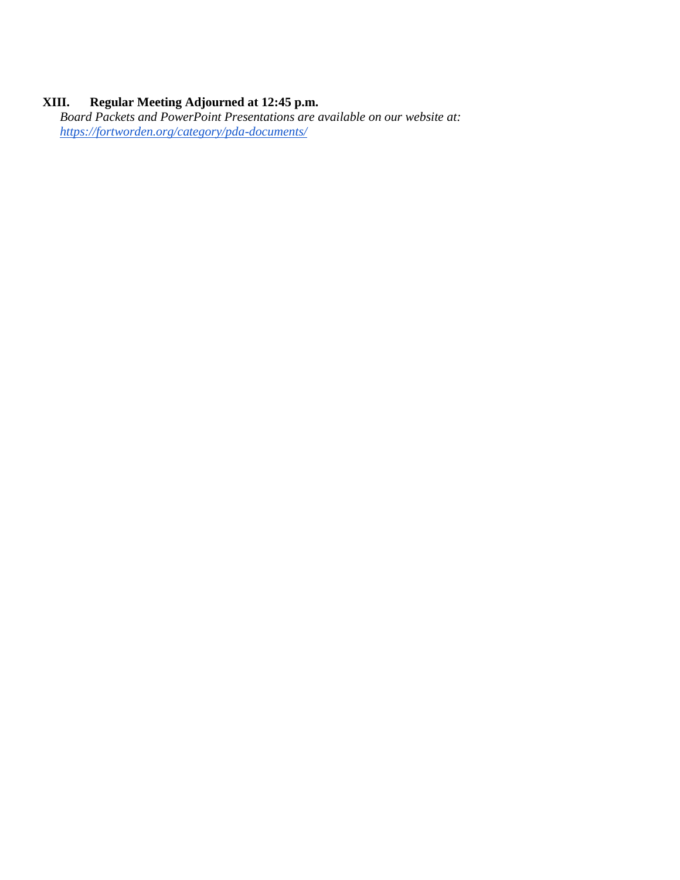**XIII. Regular Meeting Adjourned at 12:45 p.m.**

*Board Packets and PowerPoint Presentations are available on our website at: [https://fortworden.org/category/pda-documents/](https://fortworden.org/category/pda-documents/)*